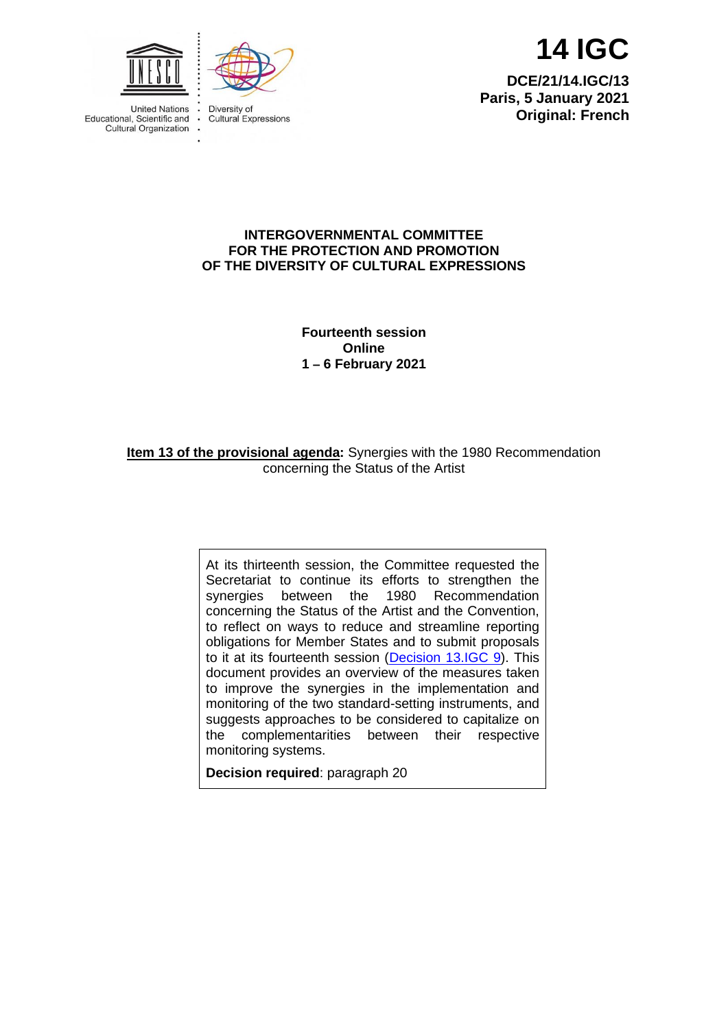United Nations Educational, Scientific and Cultural Organization

Diversity of Cultural Expressions

# 14 IGC

**DCE/21/14.IGC/13**
**Paris, 5 January 2021**
**Original: French**

**INTERGOVERNMENTAL COMMITTEE FOR THE PROTECTION AND PROMOTION OF THE DIVERSITY OF CULTURAL EXPRESSIONS**

**Fourteenth session**
**Online**
**1 – 6 February 2021**

**Item 13 of the provisional agenda:** Synergies with the 1980 Recommendation concerning the Status of the Artist

> At its thirteenth session, the Committee requested the Secretariat to continue its efforts to strengthen the synergies between the 1980 Recommendation concerning the Status of the Artist and the Convention, to reflect on ways to reduce and streamline reporting obligations for Member States and to submit proposals to it at its fourteenth session (Decision 13.IGC 9). This document provides an overview of the measures taken to improve the synergies in the implementation and monitoring of the two standard-setting instruments, and suggests approaches to be considered to capitalize on the complementarities between their respective monitoring systems.
>
> **Decision required**: paragraph 20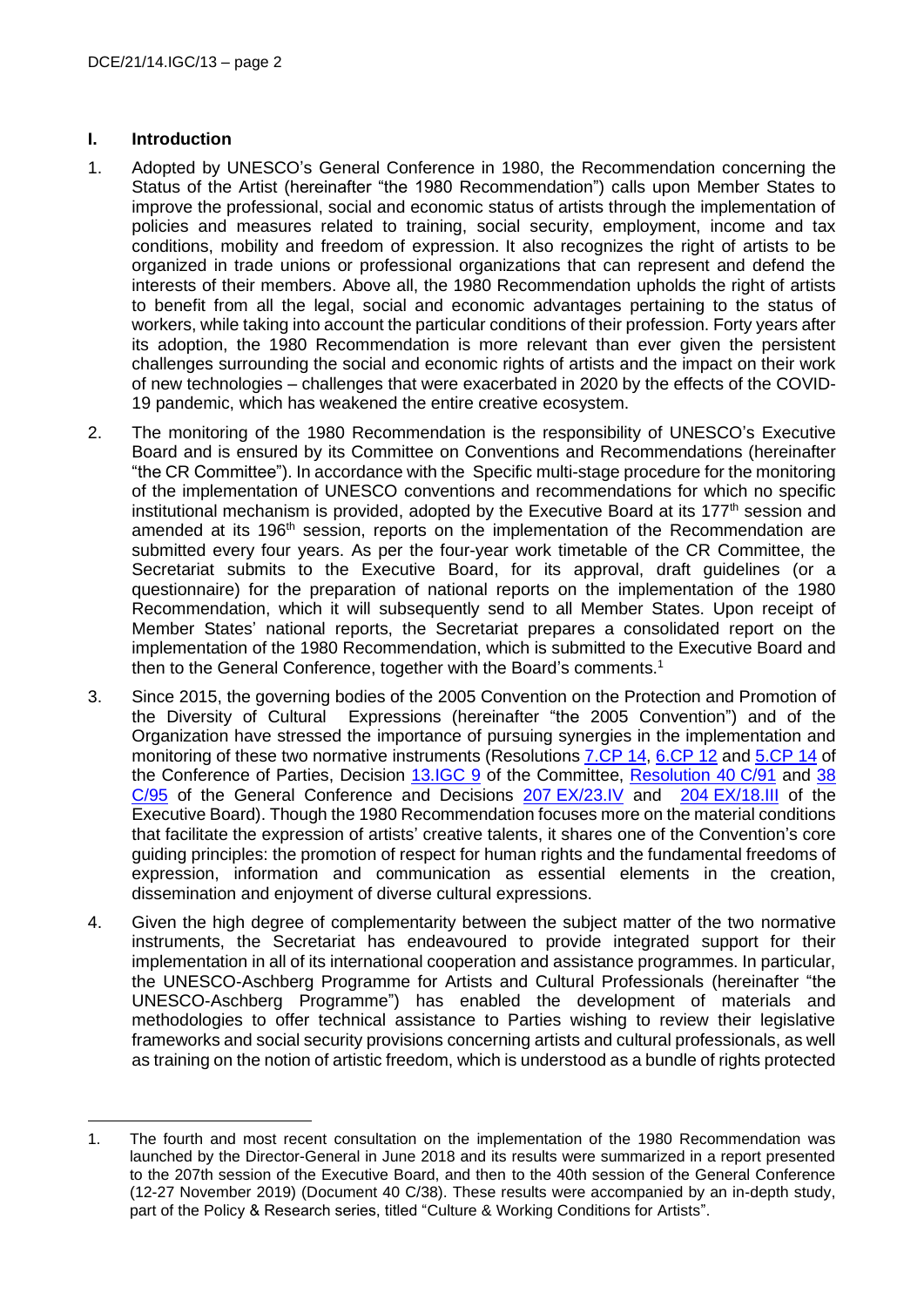## I. Introduction

1. Adopted by UNESCO's General Conference in 1980, the Recommendation concerning the Status of the Artist (hereinafter "the 1980 Recommendation") calls upon Member States to improve the professional, social and economic status of artists through the implementation of policies and measures related to training, social security, employment, income and tax conditions, mobility and freedom of expression. It also recognizes the right of artists to be organized in trade unions or professional organizations that can represent and defend the interests of their members. Above all, the 1980 Recommendation upholds the right of artists to benefit from all the legal, social and economic advantages pertaining to the status of workers, while taking into account the particular conditions of their profession. Forty years after its adoption, the 1980 Recommendation is more relevant than ever given the persistent challenges surrounding the social and economic rights of artists and the impact on their work of new technologies – challenges that were exacerbated in 2020 by the effects of the COVID-19 pandemic, which has weakened the entire creative ecosystem.

2. The monitoring of the 1980 Recommendation is the responsibility of UNESCO's Executive Board and is ensured by its Committee on Conventions and Recommendations (hereinafter "the CR Committee"). In accordance with the Specific multi-stage procedure for the monitoring of the implementation of UNESCO conventions and recommendations for which no specific institutional mechanism is provided, adopted by the Executive Board at its 177th session and amended at its 196th session, reports on the implementation of the Recommendation are submitted every four years. As per the four-year work timetable of the CR Committee, the Secretariat submits to the Executive Board, for its approval, draft guidelines (or a questionnaire) for the preparation of national reports on the implementation of the 1980 Recommendation, which it will subsequently send to all Member States. Upon receipt of Member States' national reports, the Secretariat prepares a consolidated report on the implementation of the 1980 Recommendation, which is submitted to the Executive Board and then to the General Conference, together with the Board's comments.[1]

3. Since 2015, the governing bodies of the 2005 Convention on the Protection and Promotion of the Diversity of Cultural Expressions (hereinafter "the 2005 Convention") and of the Organization have stressed the importance of pursuing synergies in the implementation and monitoring of these two normative instruments (Resolutions 7.CP 14, 6.CP 12 and 5.CP 14 of the Conference of Parties, Decision 13.IGC 9 of the Committee, Resolution 40 C/91 and 38 C/95 of the General Conference and Decisions 207 EX/23.IV and 204 EX/18.III of the Executive Board). Though the 1980 Recommendation focuses more on the material conditions that facilitate the expression of artists' creative talents, it shares one of the Convention's core guiding principles: the promotion of respect for human rights and the fundamental freedoms of expression, information and communication as essential elements in the creation, dissemination and enjoyment of diverse cultural expressions.

4. Given the high degree of complementarity between the subject matter of the two normative instruments, the Secretariat has endeavoured to provide integrated support for their implementation in all of its international cooperation and assistance programmes. In particular, the UNESCO-Aschberg Programme for Artists and Cultural Professionals (hereinafter "the UNESCO-Aschberg Programme") has enabled the development of materials and methodologies to offer technical assistance to Parties wishing to review their legislative frameworks and social security provisions concerning artists and cultural professionals, as well as training on the notion of artistic freedom, which is understood as a bundle of rights protected

---

1. The fourth and most recent consultation on the implementation of the 1980 Recommendation was launched by the Director-General in June 2018 and its results were summarized in a report presented to the 207th session of the Executive Board, and then to the 40th session of the General Conference (12-27 November 2019) (Document 40 C/38). These results were accompanied by an in-depth study, part of the Policy & Research series, titled "Culture & Working Conditions for Artists".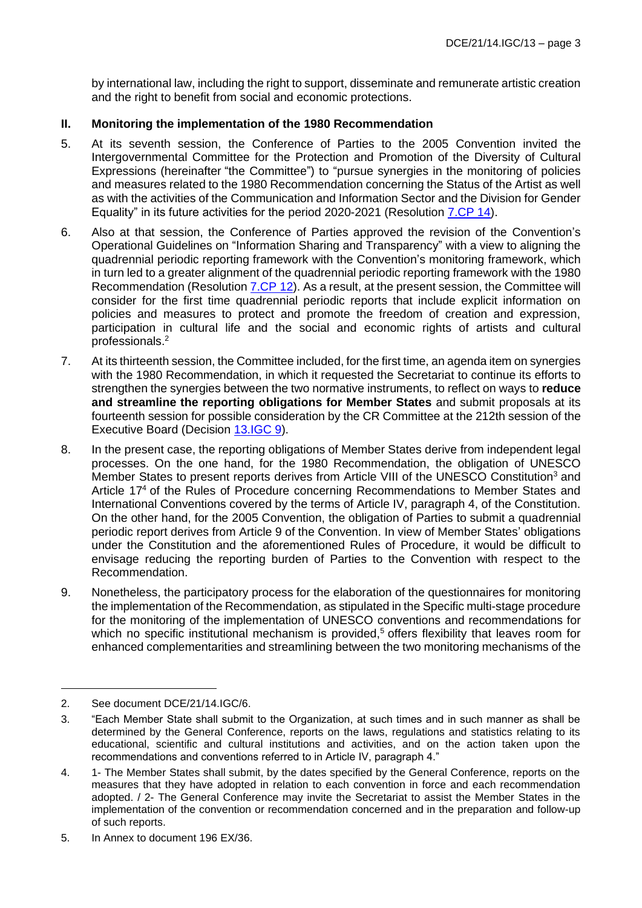by international law, including the right to support, disseminate and remunerate artistic creation and the right to benefit from social and economic protections.

## II. Monitoring the implementation of the 1980 Recommendation

5. At its seventh session, the Conference of Parties to the 2005 Convention invited the Intergovernmental Committee for the Protection and Promotion of the Diversity of Cultural Expressions (hereinafter "the Committee") to "pursue synergies in the monitoring of policies and measures related to the 1980 Recommendation concerning the Status of the Artist as well as with the activities of the Communication and Information Sector and the Division for Gender Equality" in its future activities for the period 2020-2021 (Resolution 7.CP 14).

6. Also at that session, the Conference of Parties approved the revision of the Convention's Operational Guidelines on "Information Sharing and Transparency" with a view to aligning the quadrennial periodic reporting framework with the Convention's monitoring framework, which in turn led to a greater alignment of the quadrennial periodic reporting framework with the 1980 Recommendation (Resolution 7.CP 12). As a result, at the present session, the Committee will consider for the first time quadrennial periodic reports that include explicit information on policies and measures to protect and promote the freedom of creation and expression, participation in cultural life and the social and economic rights of artists and cultural professionals.[2]

7. At its thirteenth session, the Committee included, for the first time, an agenda item on synergies with the 1980 Recommendation, in which it requested the Secretariat to continue its efforts to strengthen the synergies between the two normative instruments, to reflect on ways to **reduce and streamline the reporting obligations for Member States** and submit proposals at its fourteenth session for possible consideration by the CR Committee at the 212th session of the Executive Board (Decision 13.IGC 9).

8. In the present case, the reporting obligations of Member States derive from independent legal processes. On the one hand, for the 1980 Recommendation, the obligation of UNESCO Member States to present reports derives from Article VIII of the UNESCO Constitution[3] and Article 17[4] of the Rules of Procedure concerning Recommendations to Member States and International Conventions covered by the terms of Article IV, paragraph 4, of the Constitution. On the other hand, for the 2005 Convention, the obligation of Parties to submit a quadrennial periodic report derives from Article 9 of the Convention. In view of Member States' obligations under the Constitution and the aforementioned Rules of Procedure, it would be difficult to envisage reducing the reporting burden of Parties to the Convention with respect to the Recommendation.

9. Nonetheless, the participatory process for the elaboration of the questionnaires for monitoring the implementation of the Recommendation, as stipulated in the Specific multi-stage procedure for the monitoring of the implementation of UNESCO conventions and recommendations for which no specific institutional mechanism is provided,[5] offers flexibility that leaves room for enhanced complementarities and streamlining between the two monitoring mechanisms of the

---

2. See document DCE/21/14.IGC/6.

3. "Each Member State shall submit to the Organization, at such times and in such manner as shall be determined by the General Conference, reports on the laws, regulations and statistics relating to its educational, scientific and cultural institutions and activities, and on the action taken upon the recommendations and conventions referred to in Article IV, paragraph 4."

4. 1- The Member States shall submit, by the dates specified by the General Conference, reports on the measures that they have adopted in relation to each convention in force and each recommendation adopted. / 2- The General Conference may invite the Secretariat to assist the Member States in the implementation of the convention or recommendation concerned and in the preparation and follow-up of such reports.

5. In Annex to document 196 EX/36.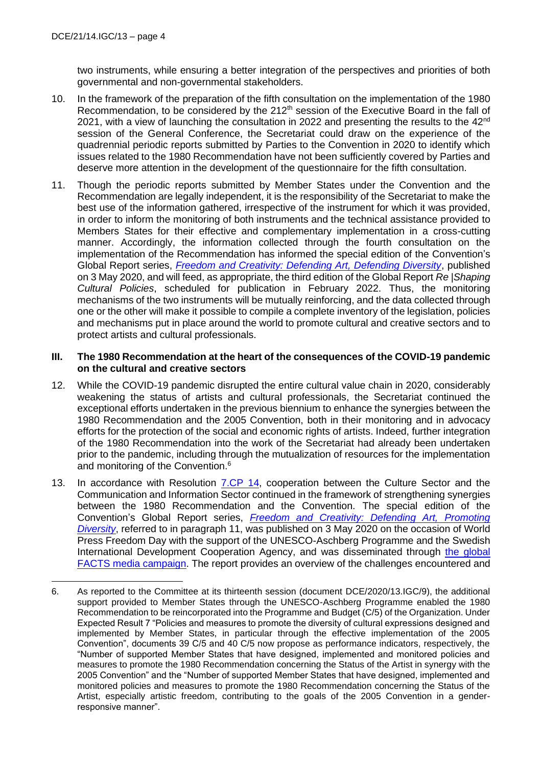two instruments, while ensuring a better integration of the perspectives and priorities of both governmental and non-governmental stakeholders.

10. In the framework of the preparation of the fifth consultation on the implementation of the 1980 Recommendation, to be considered by the 212th session of the Executive Board in the fall of 2021, with a view of launching the consultation in 2022 and presenting the results to the 42nd session of the General Conference, the Secretariat could draw on the experience of the quadrennial periodic reports submitted by Parties to the Convention in 2020 to identify which issues related to the 1980 Recommendation have not been sufficiently covered by Parties and deserve more attention in the development of the questionnaire for the fifth consultation.

11. Though the periodic reports submitted by Member States under the Convention and the Recommendation are legally independent, it is the responsibility of the Secretariat to make the best use of the information gathered, irrespective of the instrument for which it was provided, in order to inform the monitoring of both instruments and the technical assistance provided to Members States for their effective and complementary implementation in a cross-cutting manner. Accordingly, the information collected through the fourth consultation on the implementation of the Recommendation has informed the special edition of the Convention's Global Report series, *Freedom and Creativity: Defending Art, Defending Diversity*, published on 3 May 2020, and will feed, as appropriate, the third edition of the Global Report *Re|Shaping Cultural Policies*, scheduled for publication in February 2022. Thus, the monitoring mechanisms of the two instruments will be mutually reinforcing, and the data collected through one or the other will make it possible to compile a complete inventory of the legislation, policies and mechanisms put in place around the world to promote cultural and creative sectors and to protect artists and cultural professionals.

## III. The 1980 Recommendation at the heart of the consequences of the COVID-19 pandemic on the cultural and creative sectors

12. While the COVID-19 pandemic disrupted the entire cultural value chain in 2020, considerably weakening the status of artists and cultural professionals, the Secretariat continued the exceptional efforts undertaken in the previous biennium to enhance the synergies between the 1980 Recommendation and the 2005 Convention, both in their monitoring and in advocacy efforts for the protection of the social and economic rights of artists. Indeed, further integration of the 1980 Recommendation into the work of the Secretariat had already been undertaken prior to the pandemic, including through the mutualization of resources for the implementation and monitoring of the Convention.[6]

13. In accordance with Resolution 7.CP 14, cooperation between the Culture Sector and the Communication and Information Sector continued in the framework of strengthening synergies between the 1980 Recommendation and the Convention. The special edition of the Convention's Global Report series, *Freedom and Creativity: Defending Art, Promoting Diversity*, referred to in paragraph 11, was published on 3 May 2020 on the occasion of World Press Freedom Day with the support of the UNESCO-Aschberg Programme and the Swedish International Development Cooperation Agency, and was disseminated through the global FACTS media campaign. The report provides an overview of the challenges encountered and

---

6. As reported to the Committee at its thirteenth session (document DCE/2020/13.IGC/9), the additional support provided to Member States through the UNESCO-Aschberg Programme enabled the 1980 Recommendation to be reincorporated into the Programme and Budget (C/5) of the Organization. Under Expected Result 7 "Policies and measures to promote the diversity of cultural expressions designed and implemented by Member States, in particular through the effective implementation of the 2005 Convention", documents 39 C/5 and 40 C/5 now propose as performance indicators, respectively, the "Number of supported Member States that have designed, implemented and monitored policies and measures to promote the 1980 Recommendation concerning the Status of the Artist in synergy with the 2005 Convention" and the "Number of supported Member States that have designed, implemented and monitored policies and measures to promote the 1980 Recommendation concerning the Status of the Artist, especially artistic freedom, contributing to the goals of the 2005 Convention in a gender-responsive manner".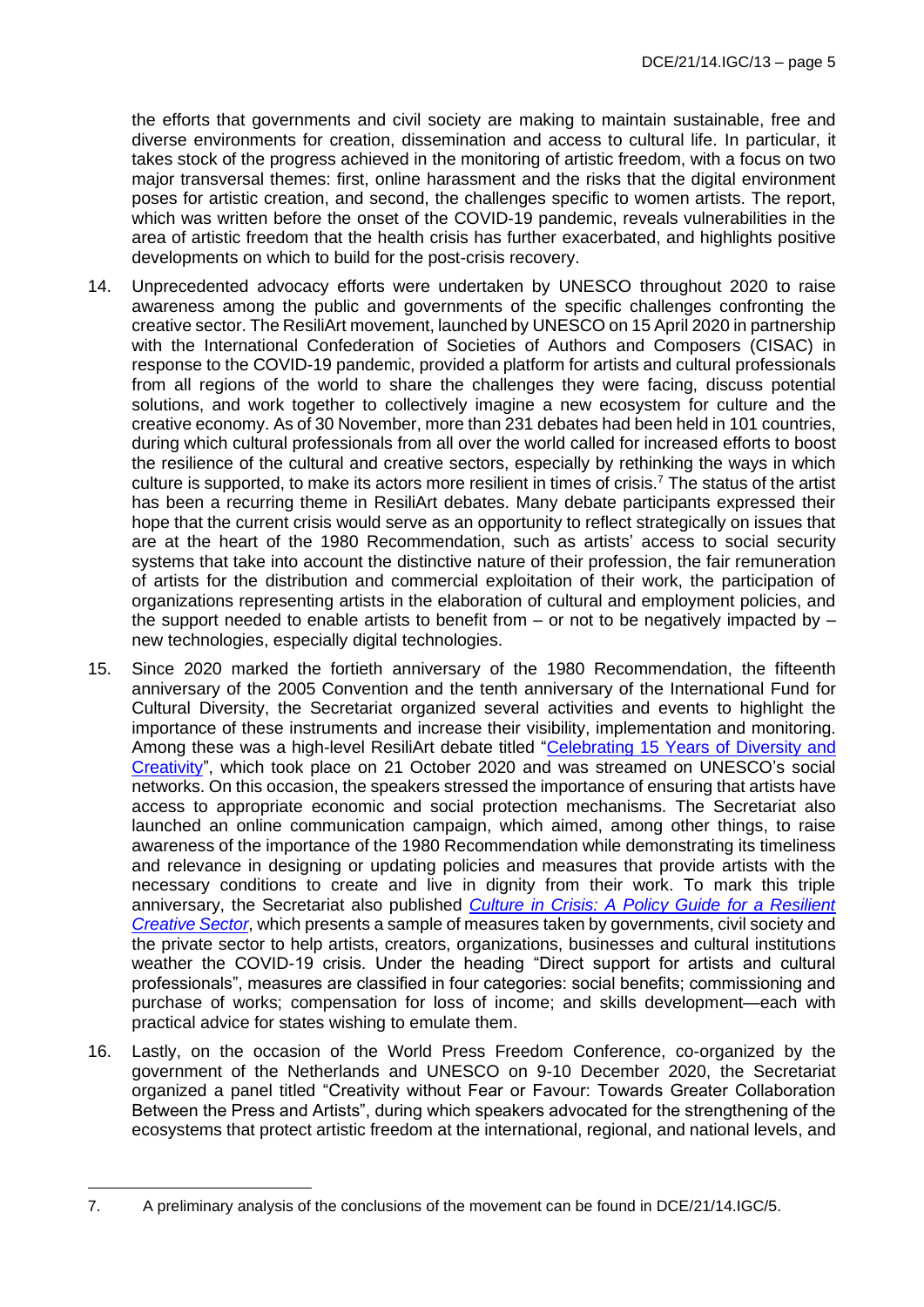the efforts that governments and civil society are making to maintain sustainable, free and diverse environments for creation, dissemination and access to cultural life. In particular, it takes stock of the progress achieved in the monitoring of artistic freedom, with a focus on two major transversal themes: first, online harassment and the risks that the digital environment poses for artistic creation, and second, the challenges specific to women artists. The report, which was written before the onset of the COVID-19 pandemic, reveals vulnerabilities in the area of artistic freedom that the health crisis has further exacerbated, and highlights positive developments on which to build for the post-crisis recovery.

14. Unprecedented advocacy efforts were undertaken by UNESCO throughout 2020 to raise awareness among the public and governments of the specific challenges confronting the creative sector. The ResiliArt movement, launched by UNESCO on 15 April 2020 in partnership with the International Confederation of Societies of Authors and Composers (CISAC) in response to the COVID-19 pandemic, provided a platform for artists and cultural professionals from all regions of the world to share the challenges they were facing, discuss potential solutions, and work together to collectively imagine a new ecosystem for culture and the creative economy. As of 30 November, more than 231 debates had been held in 101 countries, during which cultural professionals from all over the world called for increased efforts to boost the resilience of the cultural and creative sectors, especially by rethinking the ways in which culture is supported, to make its actors more resilient in times of crisis.[7] The status of the artist has been a recurring theme in ResiliArt debates. Many debate participants expressed their hope that the current crisis would serve as an opportunity to reflect strategically on issues that are at the heart of the 1980 Recommendation, such as artists' access to social security systems that take into account the distinctive nature of their profession, the fair remuneration of artists for the distribution and commercial exploitation of their work, the participation of organizations representing artists in the elaboration of cultural and employment policies, and the support needed to enable artists to benefit from – or not to be negatively impacted by – new technologies, especially digital technologies.

15. Since 2020 marked the fortieth anniversary of the 1980 Recommendation, the fifteenth anniversary of the 2005 Convention and the tenth anniversary of the International Fund for Cultural Diversity, the Secretariat organized several activities and events to highlight the importance of these instruments and increase their visibility, implementation and monitoring. Among these was a high-level ResiliArt debate titled "Celebrating 15 Years of Diversity and Creativity", which took place on 21 October 2020 and was streamed on UNESCO's social networks. On this occasion, the speakers stressed the importance of ensuring that artists have access to appropriate economic and social protection mechanisms. The Secretariat also launched an online communication campaign, which aimed, among other things, to raise awareness of the importance of the 1980 Recommendation while demonstrating its timeliness and relevance in designing or updating policies and measures that provide artists with the necessary conditions to create and live in dignity from their work. To mark this triple anniversary, the Secretariat also published *Culture in Crisis: A Policy Guide for a Resilient Creative Sector*, which presents a sample of measures taken by governments, civil society and the private sector to help artists, creators, organizations, businesses and cultural institutions weather the COVID-19 crisis. Under the heading "Direct support for artists and cultural professionals", measures are classified in four categories: social benefits; commissioning and purchase of works; compensation for loss of income; and skills development—each with practical advice for states wishing to emulate them.

16. Lastly, on the occasion of the World Press Freedom Conference, co-organized by the government of the Netherlands and UNESCO on 9-10 December 2020, the Secretariat organized a panel titled "Creativity without Fear or Favour: Towards Greater Collaboration Between the Press and Artists", during which speakers advocated for the strengthening of the ecosystems that protect artistic freedom at the international, regional, and national levels, and

---

7. A preliminary analysis of the conclusions of the movement can be found in DCE/21/14.IGC/5.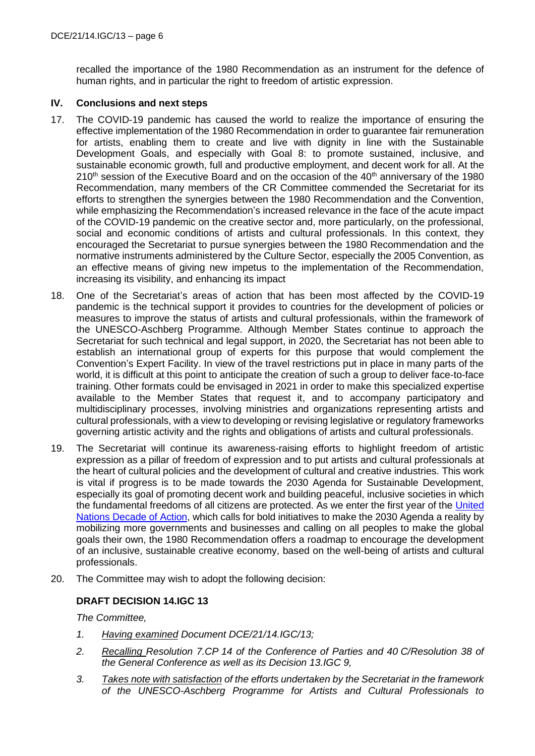recalled the importance of the 1980 Recommendation as an instrument for the defence of human rights, and in particular the right to freedom of artistic expression.

## IV. Conclusions and next steps

17. The COVID-19 pandemic has caused the world to realize the importance of ensuring the effective implementation of the 1980 Recommendation in order to guarantee fair remuneration for artists, enabling them to create and live with dignity in line with the Sustainable Development Goals, and especially with Goal 8: to promote sustained, inclusive, and sustainable economic growth, full and productive employment, and decent work for all. At the 210th session of the Executive Board and on the occasion of the 40th anniversary of the 1980 Recommendation, many members of the CR Committee commended the Secretariat for its efforts to strengthen the synergies between the 1980 Recommendation and the Convention, while emphasizing the Recommendation's increased relevance in the face of the acute impact of the COVID-19 pandemic on the creative sector and, more particularly, on the professional, social and economic conditions of artists and cultural professionals. In this context, they encouraged the Secretariat to pursue synergies between the 1980 Recommendation and the normative instruments administered by the Culture Sector, especially the 2005 Convention, as an effective means of giving new impetus to the implementation of the Recommendation, increasing its visibility, and enhancing its impact

18. One of the Secretariat's areas of action that has been most affected by the COVID-19 pandemic is the technical support it provides to countries for the development of policies or measures to improve the status of artists and cultural professionals, within the framework of the UNESCO-Aschberg Programme. Although Member States continue to approach the Secretariat for such technical and legal support, in 2020, the Secretariat has not been able to establish an international group of experts for this purpose that would complement the Convention's Expert Facility. In view of the travel restrictions put in place in many parts of the world, it is difficult at this point to anticipate the creation of such a group to deliver face-to-face training. Other formats could be envisaged in 2021 in order to make this specialized expertise available to the Member States that request it, and to accompany participatory and multidisciplinary processes, involving ministries and organizations representing artists and cultural professionals, with a view to developing or revising legislative or regulatory frameworks governing artistic activity and the rights and obligations of artists and cultural professionals.

19. The Secretariat will continue its awareness-raising efforts to highlight freedom of artistic expression as a pillar of freedom of expression and to put artists and cultural professionals at the heart of cultural policies and the development of cultural and creative industries. This work is vital if progress is to be made towards the 2030 Agenda for Sustainable Development, especially its goal of promoting decent work and building peaceful, inclusive societies in which the fundamental freedoms of all citizens are protected. As we enter the first year of the United Nations Decade of Action, which calls for bold initiatives to make the 2030 Agenda a reality by mobilizing more governments and businesses and calling on all peoples to make the global goals their own, the 1980 Recommendation offers a roadmap to encourage the development of an inclusive, sustainable creative economy, based on the well-being of artists and cultural professionals.

20. The Committee may wish to adopt the following decision:

### DRAFT DECISION 14.IGC 13

*The Committee,*

1. *Having examined Document DCE/21/14.IGC/13;*
2. *Recalling Resolution 7.CP 14 of the Conference of Parties and 40 C/Resolution 38 of the General Conference as well as its Decision 13.IGC 9,*
3. *Takes note with satisfaction of the efforts undertaken by the Secretariat in the framework of the UNESCO-Aschberg Programme for Artists and Cultural Professionals to*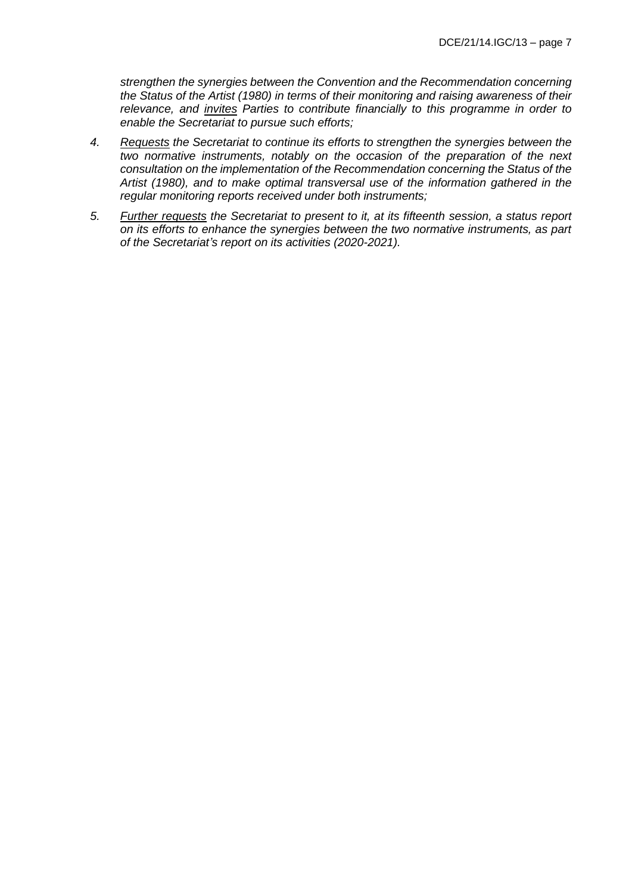*strengthen the synergies between the Convention and the Recommendation concerning the Status of the Artist (1980) in terms of their monitoring and raising awareness of their relevance, and invites Parties to contribute financially to this programme in order to enable the Secretariat to pursue such efforts;*

4. *Requests the Secretariat to continue its efforts to strengthen the synergies between the two normative instruments, notably on the occasion of the preparation of the next consultation on the implementation of the Recommendation concerning the Status of the Artist (1980), and to make optimal transversal use of the information gathered in the regular monitoring reports received under both instruments;*

5. *Further requests the Secretariat to present to it, at its fifteenth session, a status report on its efforts to enhance the synergies between the two normative instruments, as part of the Secretariat's report on its activities (2020-2021).*